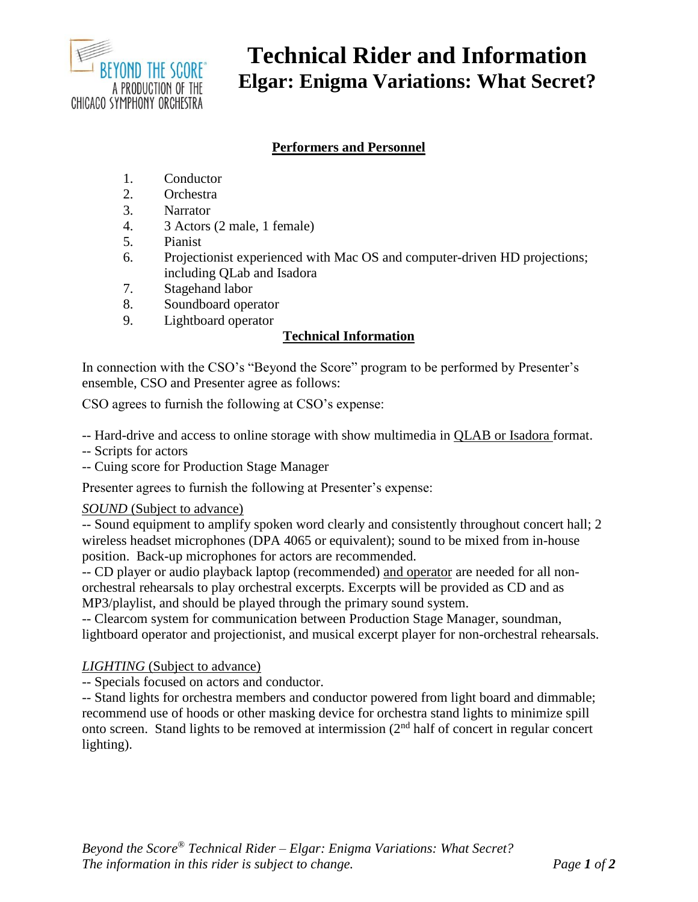BEYOND THE SCORE®
A PRODUCTION OF THE
CHICAGO SYMPHONY ORCHESTRA

# Technical Rider and Information
## Elgar: Enigma Variations: What Secret?

### Performers and Personnel

1. Conductor
2. Orchestra
3. Narrator
4. 3 Actors (2 male, 1 female)
5. Pianist
6. Projectionist experienced with Mac OS and computer-driven HD projections; including QLab and Isadora
7. Stagehand labor
8. Soundboard operator
9. Lightboard operator

### Technical Information

In connection with the CSO's "Beyond the Score" program to be performed by Presenter's ensemble, CSO and Presenter agree as follows:

CSO agrees to furnish the following at CSO's expense:

-- Hard-drive and access to online storage with show multimedia in QLAB or Isadora format.
-- Scripts for actors
-- Cuing score for Production Stage Manager

Presenter agrees to furnish the following at Presenter's expense:

*SOUND* (Subject to advance)
-- Sound equipment to amplify spoken word clearly and consistently throughout concert hall; 2 wireless headset microphones (DPA 4065 or equivalent); sound to be mixed from in-house position. Back-up microphones for actors are recommended.
-- CD player or audio playback laptop (recommended) and operator are needed for all non-orchestral rehearsals to play orchestral excerpts. Excerpts will be provided as CD and as MP3/playlist, and should be played through the primary sound system.
-- Clearcom system for communication between Production Stage Manager, soundman, lightboard operator and projectionist, and musical excerpt player for non-orchestral rehearsals.

*LIGHTING* (Subject to advance)
-- Specials focused on actors and conductor.
-- Stand lights for orchestra members and conductor powered from light board and dimmable; recommend use of hoods or other masking device for orchestra stand lights to minimize spill onto screen. Stand lights to be removed at intermission (2nd half of concert in regular concert lighting).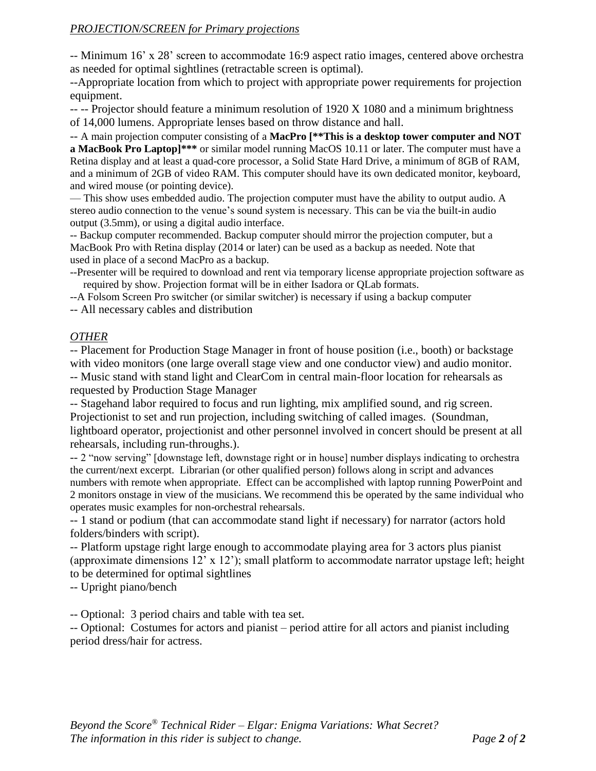*PROJECTION/SCREEN for Primary projections*

-- Minimum 16' x 28' screen to accommodate 16:9 aspect ratio images, centered above orchestra as needed for optimal sightlines (retractable screen is optimal).

--Appropriate location from which to project with appropriate power requirements for projection equipment.

-- -- Projector should feature a minimum resolution of 1920 X 1080 and a minimum brightness of 14,000 lumens. Appropriate lenses based on throw distance and hall.

-- A main projection computer consisting of a **MacPro [**This is a desktop tower computer and NOT a MacBook Pro Laptop]***** or similar model running MacOS 10.11 or later. The computer must have a Retina display and at least a quad-core processor, a Solid State Hard Drive, a minimum of 8GB of RAM, and a minimum of 2GB of video RAM. This computer should have its own dedicated monitor, keyboard, and wired mouse (or pointing device).

— This show uses embedded audio. The projection computer must have the ability to output audio. A stereo audio connection to the venue's sound system is necessary. This can be via the built-in audio output (3.5mm), or using a digital audio interface.

-- Backup computer recommended. Backup computer should mirror the projection computer, but a MacBook Pro with Retina display (2014 or later) can be used as a backup as needed. Note that used in place of a second MacPro as a backup.

--Presenter will be required to download and rent via temporary license appropriate projection software as required by show. Projection format will be in either Isadora or QLab formats.

--A Folsom Screen Pro switcher (or similar switcher) is necessary if using a backup computer

-- All necessary cables and distribution

*OTHER*

-- Placement for Production Stage Manager in front of house position (i.e., booth) or backstage with video monitors (one large overall stage view and one conductor view) and audio monitor.

-- Music stand with stand light and ClearCom in central main-floor location for rehearsals as requested by Production Stage Manager

-- Stagehand labor required to focus and run lighting, mix amplified sound, and rig screen. Projectionist to set and run projection, including switching of called images. (Soundman, lightboard operator, projectionist and other personnel involved in concert should be present at all rehearsals, including run-throughs.).

-- 2 "now serving" [downstage left, downstage right or in house] number displays indicating to orchestra the current/next excerpt. Librarian (or other qualified person) follows along in script and advances numbers with remote when appropriate. Effect can be accomplished with laptop running PowerPoint and 2 monitors onstage in view of the musicians. We recommend this be operated by the same individual who operates music examples for non-orchestral rehearsals.

-- 1 stand or podium (that can accommodate stand light if necessary) for narrator (actors hold folders/binders with script).

-- Platform upstage right large enough to accommodate playing area for 3 actors plus pianist (approximate dimensions 12' x 12'); small platform to accommodate narrator upstage left; height to be determined for optimal sightlines

-- Upright piano/bench

-- Optional: 3 period chairs and table with tea set.

-- Optional: Costumes for actors and pianist – period attire for all actors and pianist including period dress/hair for actress.